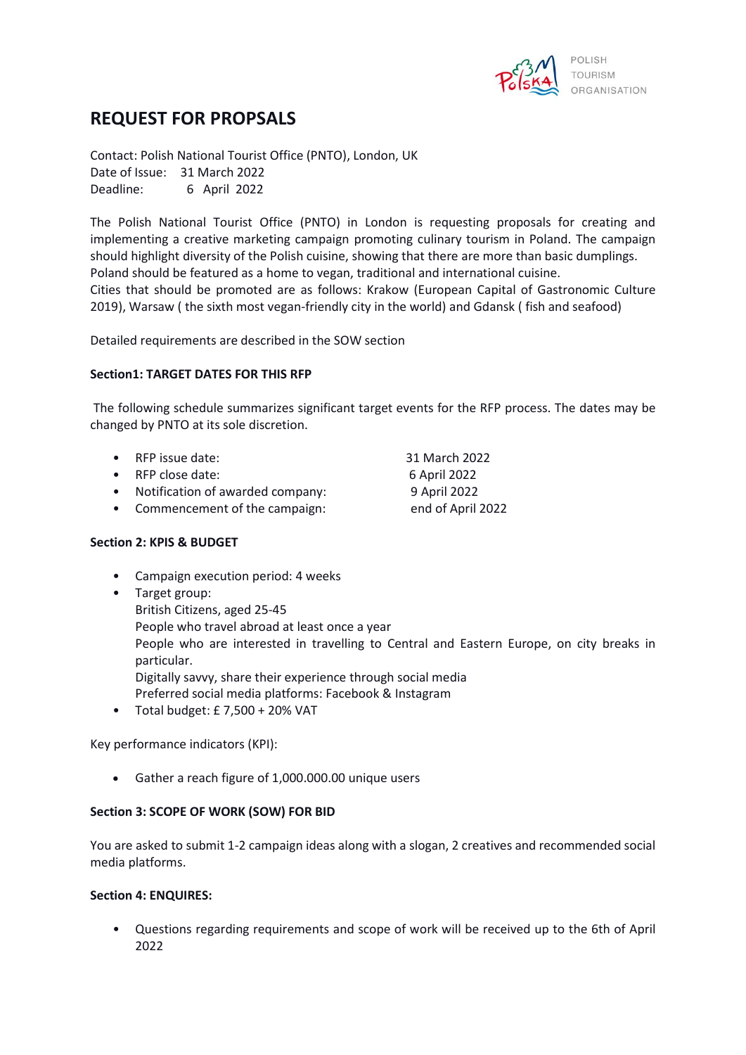POLISH TOURISM ORGANISATION

# REQUEST FOR PROPSALS

Contact: Polish National Tourist Office (PNTO), London, UK
Date of Issue: 31 March 2022
Deadline: 6 April 2022

The Polish National Tourist Office (PNTO) in London is requesting proposals for creating and implementing a creative marketing campaign promoting culinary tourism in Poland. The campaign should highlight diversity of the Polish cuisine, showing that there are more than basic dumplings. Poland should be featured as a home to vegan, traditional and international cuisine.
Cities that should be promoted are as follows: Krakow (European Capital of Gastronomic Culture 2019), Warsaw ( the sixth most vegan-friendly city in the world) and Gdansk ( fish and seafood)

Detailed requirements are described in the SOW section

**Section1: TARGET DATES FOR THIS RFP**

The following schedule summarizes significant target events for the RFP process. The dates may be changed by PNTO at its sole discretion.

- RFP issue date: 31 March 2022
- RFP close date: 6 April 2022
- Notification of awarded company: 9 April 2022
- Commencement of the campaign: end of April 2022

**Section 2: KPIS & BUDGET**

- Campaign execution period: 4 weeks
- Target group:
  British Citizens, aged 25-45
  People who travel abroad at least once a year
  People who are interested in travelling to Central and Eastern Europe, on city breaks in particular.
  Digitally savvy, share their experience through social media
  Preferred social media platforms: Facebook & Instagram
- Total budget: £ 7,500 + 20% VAT

Key performance indicators (KPI):

- Gather a reach figure of 1,000.000.00 unique users

**Section 3: SCOPE OF WORK (SOW) FOR BID**

You are asked to submit 1-2 campaign ideas along with a slogan, 2 creatives and recommended social media platforms.

**Section 4: ENQUIRES:**

- Questions regarding requirements and scope of work will be received up to the 6th of April 2022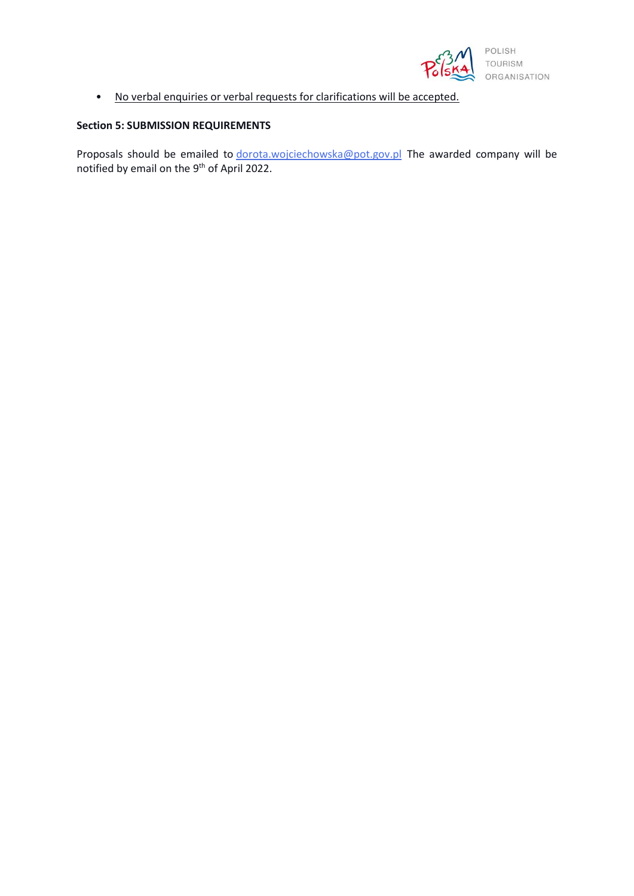- No verbal enquiries or verbal requests for clarifications will be accepted.

**Section 5: SUBMISSION REQUIREMENTS**

Proposals should be emailed to dorota.wojciechowska@pot.gov.pl The awarded company will be notified by email on the 9th of April 2022.